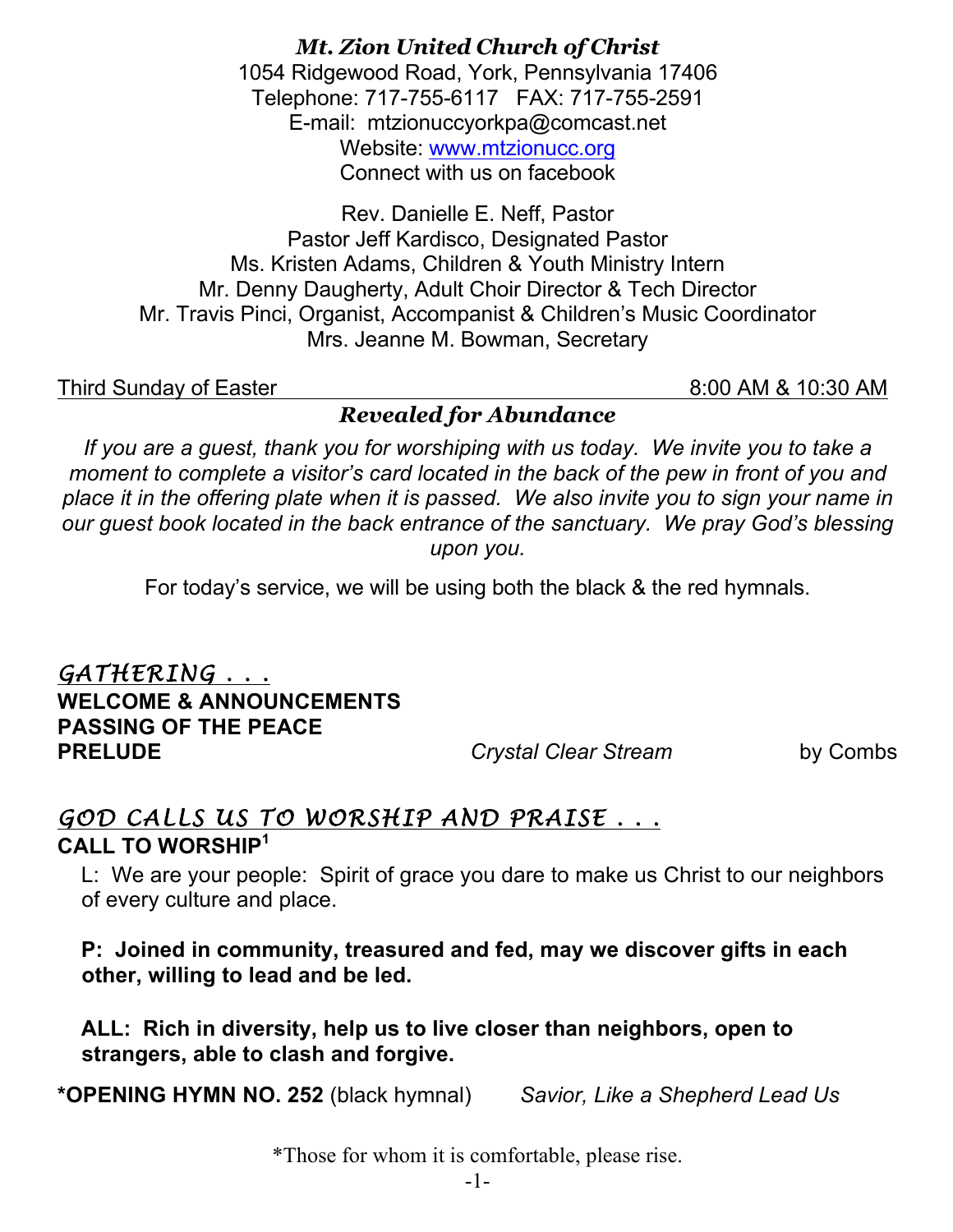***Mt. Zion United Church of Christ***
1054 Ridgewood Road, York, Pennsylvania 17406
Telephone: 717-755-6117 FAX: 717-755-2591
E-mail: mtzionuccyorkpa@comcast.net
Website: [www.mtzionucc.org](http://www.mtzionucc.org)
Connect with us on facebook

Rev. Danielle E. Neff, Pastor
Pastor Jeff Kardisco, Designated Pastor
Ms. Kristen Adams, Children & Youth Ministry Intern
Mr. Denny Daugherty, Adult Choir Director & Tech Director
Mr. Travis Pinci, Organist, Accompanist & Children's Music Coordinator
Mrs. Jeanne M. Bowman, Secretary

Third Sunday of Easter 8:00 AM & 10:30 AM

***Revealed for Abundance***

*If you are a guest, thank you for worshiping with us today. We invite you to take a moment to complete a visitor's card located in the back of the pew in front of you and place it in the offering plate when it is passed. We also invite you to sign your name in our guest book located in the back entrance of the sanctuary. We pray God's blessing upon you.*

For today's service, we will be using both the black & the red hymnals.

## *GATHERING . . .*

**WELCOME & ANNOUNCEMENTS**
**PASSING OF THE PEACE**
**PRELUDE** *Crystal Clear Stream* by Combs

## *GOD CALLS US TO WORSHIP AND PRAISE . . .*

**CALL TO WORSHIP**[1]

L: We are your people: Spirit of grace you dare to make us Christ to our neighbors of every culture and place.

**P: Joined in community, treasured and fed, may we discover gifts in each other, willing to lead and be led.**

**ALL: Rich in diversity, help us to live closer than neighbors, open to strangers, able to clash and forgive.**

***OPENING HYMN NO. 252** (black hymnal) *Savior, Like a Shepherd Lead Us*

*Those for whom it is comfortable, please rise.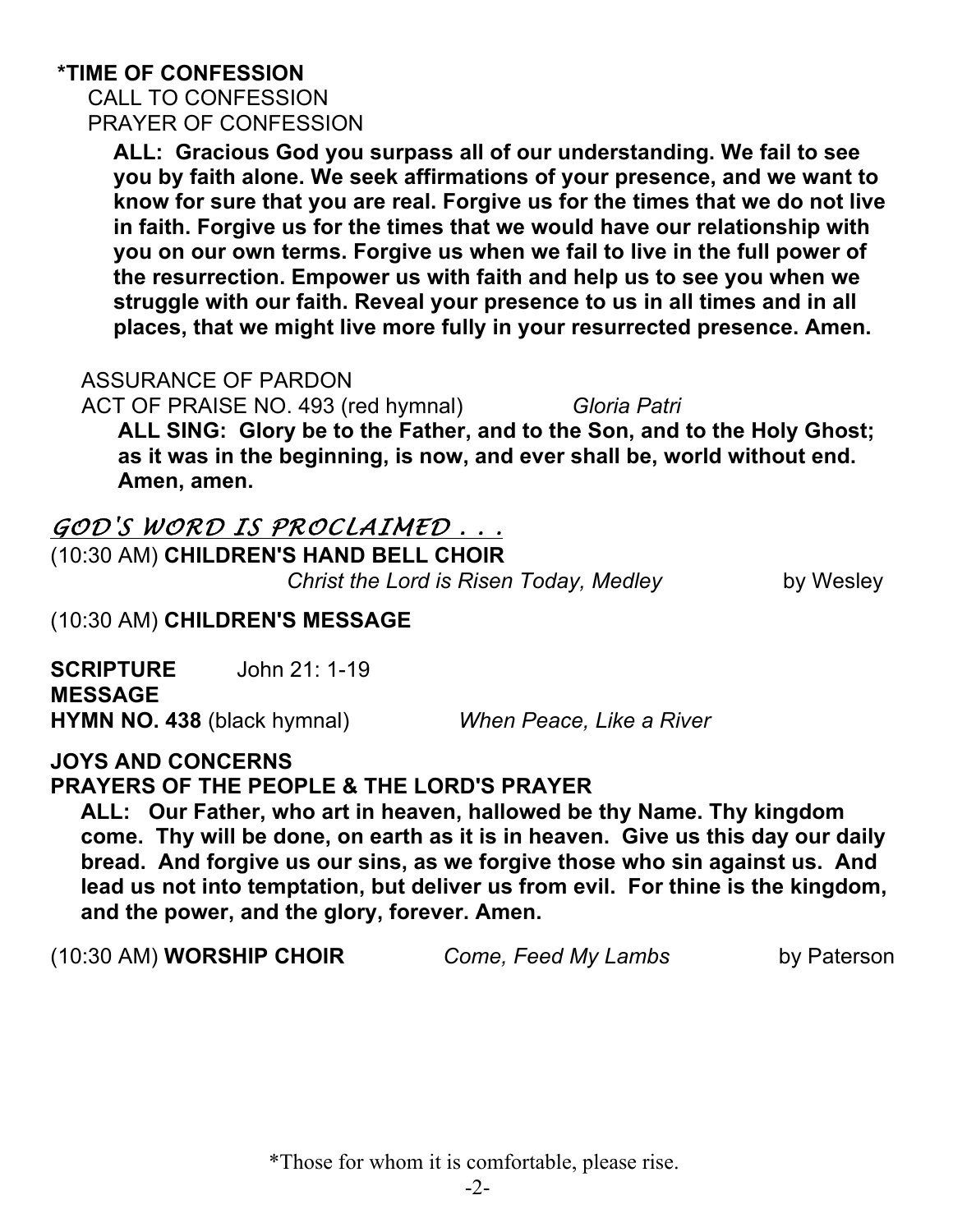**\*TIME OF CONFESSION**

CALL TO CONFESSION

PRAYER OF CONFESSION

**ALL: Gracious God you surpass all of our understanding. We fail to see you by faith alone. We seek affirmations of your presence, and we want to know for sure that you are real. Forgive us for the times that we do not live in faith. Forgive us for the times that we would have our relationship with you on our own terms. Forgive us when we fail to live in the full power of the resurrection. Empower us with faith and help us to see you when we struggle with our faith. Reveal your presence to us in all times and in all places, that we might live more fully in your resurrected presence. Amen.**

ASSURANCE OF PARDON

ACT OF PRAISE NO. 493 (red hymnal) *Gloria Patri*

**ALL SING: Glory be to the Father, and to the Son, and to the Holy Ghost; as it was in the beginning, is now, and ever shall be, world without end. Amen, amen.**

## *GOD'S WORD IS PROCLAIMED . . .*

(10:30 AM) **CHILDREN'S HAND BELL CHOIR**

*Christ the Lord is Risen Today, Medley* by Wesley

(10:30 AM) **CHILDREN'S MESSAGE**

**SCRIPTURE** John 21: 1-19

**MESSAGE**

**HYMN NO. 438** (black hymnal) *When Peace, Like a River*

**JOYS AND CONCERNS**

**PRAYERS OF THE PEOPLE & THE LORD'S PRAYER**

**ALL: Our Father, who art in heaven, hallowed be thy Name. Thy kingdom come. Thy will be done, on earth as it is in heaven. Give us this day our daily bread. And forgive us our sins, as we forgive those who sin against us. And lead us not into temptation, but deliver us from evil. For thine is the kingdom, and the power, and the glory, forever. Amen.**

(10:30 AM) **WORSHIP CHOIR** *Come, Feed My Lambs* by Paterson

\*Those for whom it is comfortable, please rise.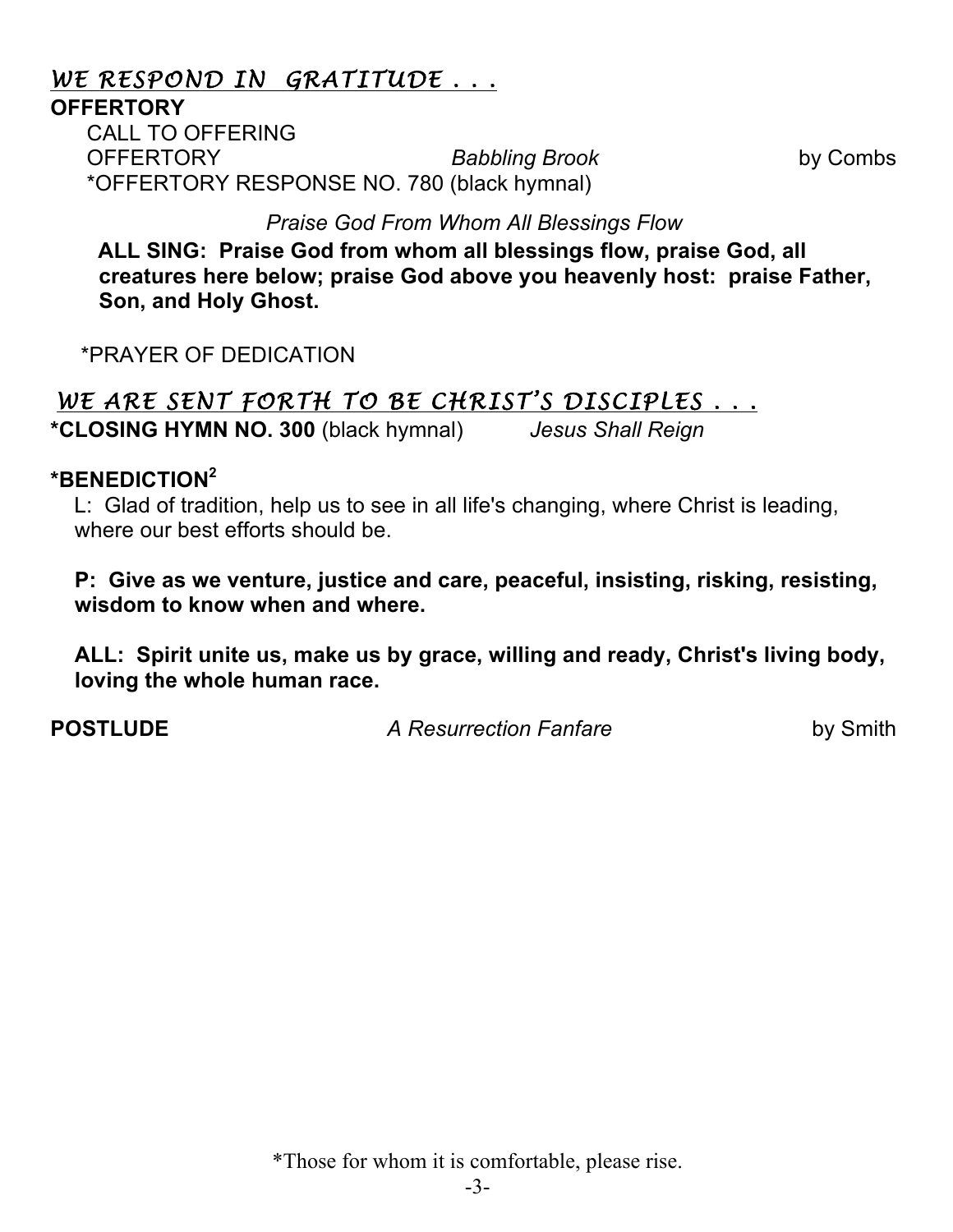## *WE RESPOND IN GRATITUDE . . .*

**OFFERTORY**

CALL TO OFFERING

OFFERTORY *Babbling Brook* by Combs

*OFFERTORY RESPONSE NO. 780 (black hymnal)

*Praise God From Whom All Blessings Flow*

**ALL SING: Praise God from whom all blessings flow, praise God, all creatures here below; praise God above you heavenly host: praise Father, Son, and Holy Ghost.**

*PRAYER OF DEDICATION

## *WE ARE SENT FORTH TO BE CHRIST'S DISCIPLES . . .*

**\*CLOSING HYMN NO. 300** (black hymnal) *Jesus Shall Reign*

**\*BENEDICTION**[2]

L: Glad of tradition, help us to see in all life's changing, where Christ is leading, where our best efforts should be.

**P: Give as we venture, justice and care, peaceful, insisting, risking, resisting, wisdom to know when and where.**

**ALL: Spirit unite us, make us by grace, willing and ready, Christ's living body, loving the whole human race.**

**POSTLUDE** *A Resurrection Fanfare* by Smith

*Those for whom it is comfortable, please rise.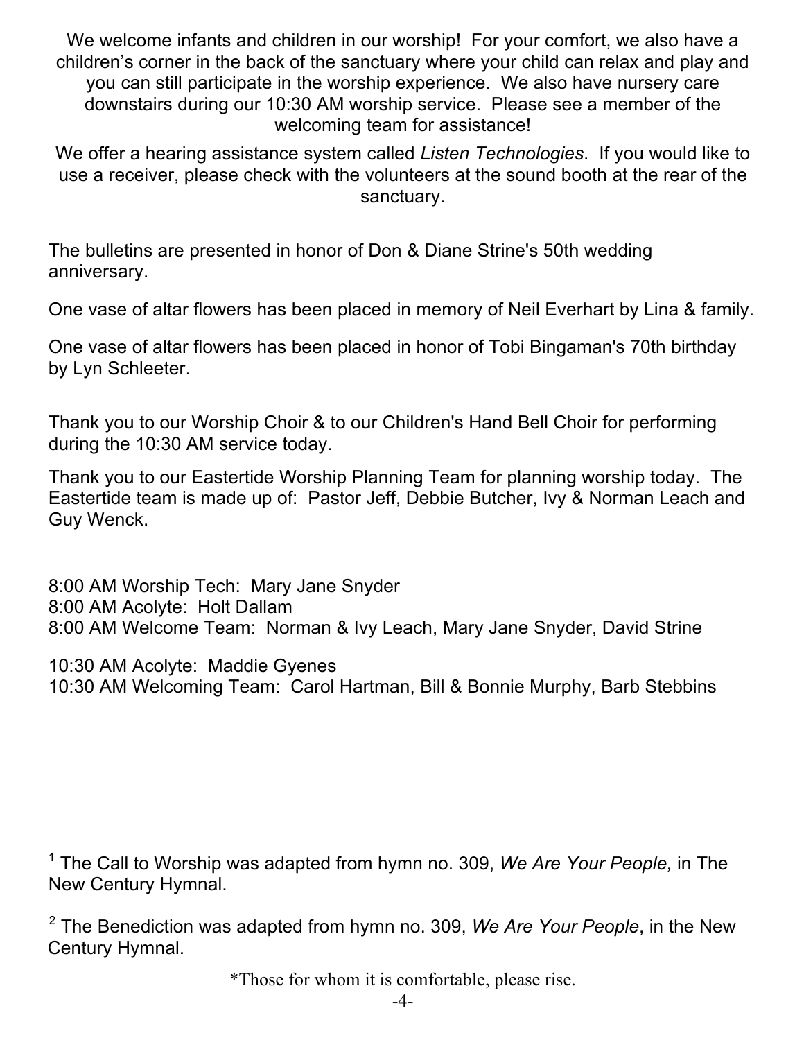We welcome infants and children in our worship! For your comfort, we also have a children's corner in the back of the sanctuary where your child can relax and play and you can still participate in the worship experience. We also have nursery care downstairs during our 10:30 AM worship service. Please see a member of the welcoming team for assistance!

We offer a hearing assistance system called *Listen Technologies*. If you would like to use a receiver, please check with the volunteers at the sound booth at the rear of the sanctuary.

The bulletins are presented in honor of Don & Diane Strine's 50th wedding anniversary.

One vase of altar flowers has been placed in memory of Neil Everhart by Lina & family.

One vase of altar flowers has been placed in honor of Tobi Bingaman's 70th birthday by Lyn Schleeter.

Thank you to our Worship Choir & to our Children's Hand Bell Choir for performing during the 10:30 AM service today.

Thank you to our Eastertide Worship Planning Team for planning worship today. The Eastertide team is made up of: Pastor Jeff, Debbie Butcher, Ivy & Norman Leach and Guy Wenck.

8:00 AM Worship Tech: Mary Jane Snyder
8:00 AM Acolyte: Holt Dallam
8:00 AM Welcome Team: Norman & Ivy Leach, Mary Jane Snyder, David Strine

10:30 AM Acolyte: Maddie Gyenes
10:30 AM Welcoming Team: Carol Hartman, Bill & Bonnie Murphy, Barb Stebbins

[1] The Call to Worship was adapted from hymn no. 309, *We Are Your People,* in The New Century Hymnal.

[2] The Benediction was adapted from hymn no. 309, *We Are Your People*, in the New Century Hymnal.

*Those for whom it is comfortable, please rise.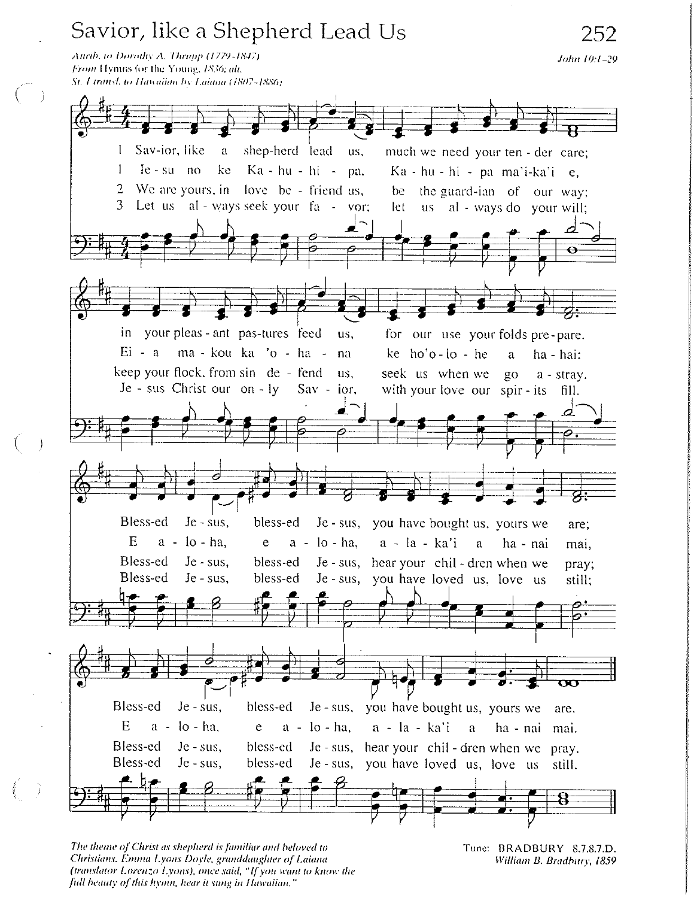# Savior, like a Shepherd Lead Us

*Attrib. to Dorothy A. Thrupp (1779-1847)*
*From Hymns for the Young, 1836; alt.*
*St. 1 transl. to Hawaiian by Laiana (1807-1886)*

*John 10:1-29*

1 Savior, like a shepherd lead us, much we need your tender care;
in your pleasant pastures feed us, for our use your folds prepare.
Blessed Jesus, blessed Jesus, you have bought us, yours we are;
Blessed Jesus, blessed Jesus, you have bought us, yours we are.

1 Iesu no ke Kahuhipa, Kahuhipa ma'ika'i e,
Ei a makou ka 'ohana ke ho'olohe a hahai:
E aloha, e aloha, alaka'i a hanai mai,
E aloha, e aloha, alaka'i a hanai mai.

2 We are yours, in love befriend us, be the guardian of our way;
keep your flock, from sin defend us, seek us when we go astray.
Blessed Jesus, blessed Jesus, hear your children when we pray;
Blessed Jesus, blessed Jesus, hear your children when we pray.

3 Let us always seek your favor; let us always do your will;
Jesus Christ our only Savior, with your love our spirits fill.
Blessed Jesus, blessed Jesus, you have loved us, love us still;
Blessed Jesus, blessed Jesus, you have loved us, love us still.

*The theme of Christ as shepherd is familiar and beloved to Christians. Emma Lyons Doyle, granddaughter of Laiana (translator Lorenzo Lyons), once said, "If you want to know the full beauty of this hymn, hear it sung in Hawaiian."*

Tune: BRADBURY 8.7.8.7.D.
*William B. Bradbury, 1859*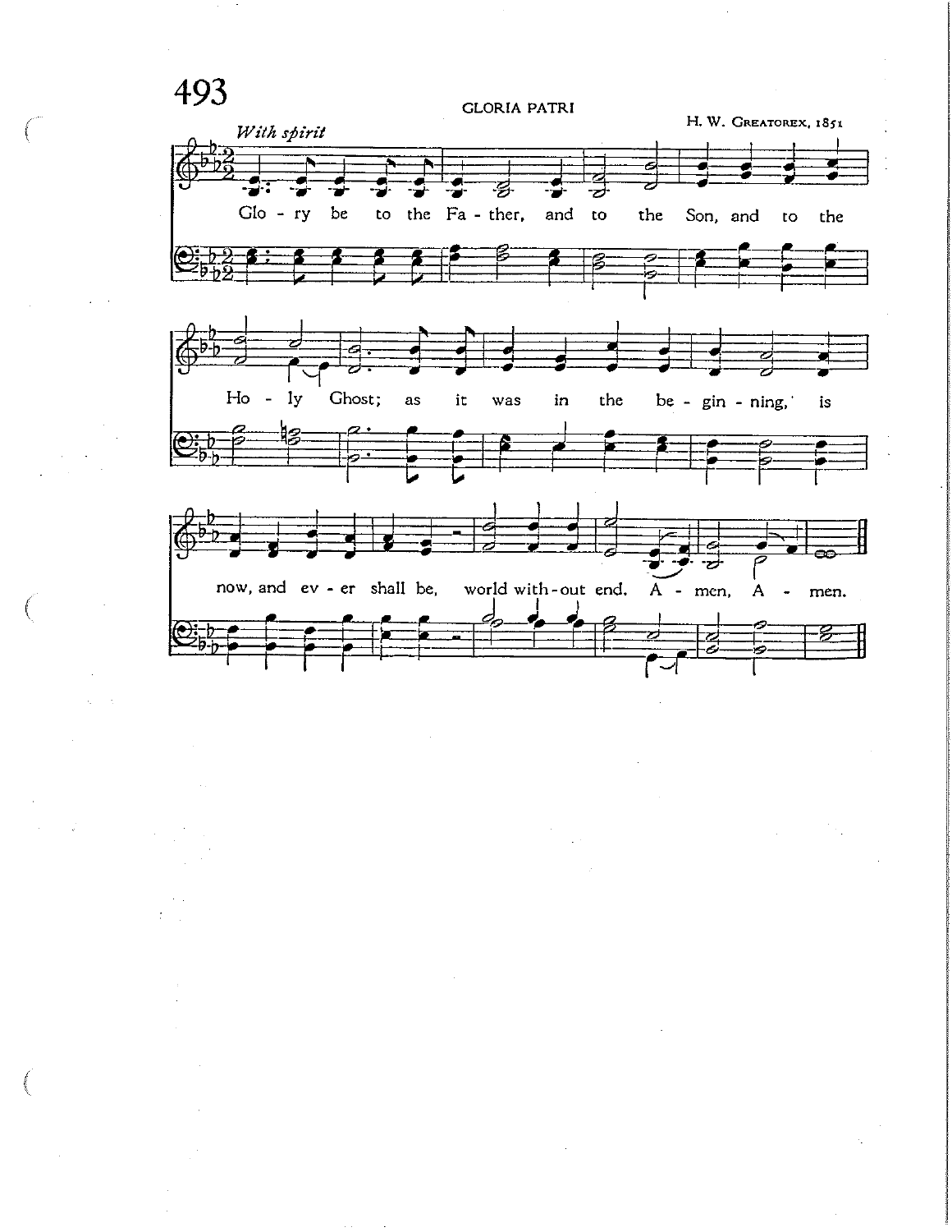493

GLORIA PATRI

H. W. Greatorex, 1851

*With spirit*

Glo - ry be to the Fa - ther, and to the Son, and to the Ho - ly Ghost; as it was in the be - gin - ning, is now, and ev - er shall be, world with - out end. A - men, A - men.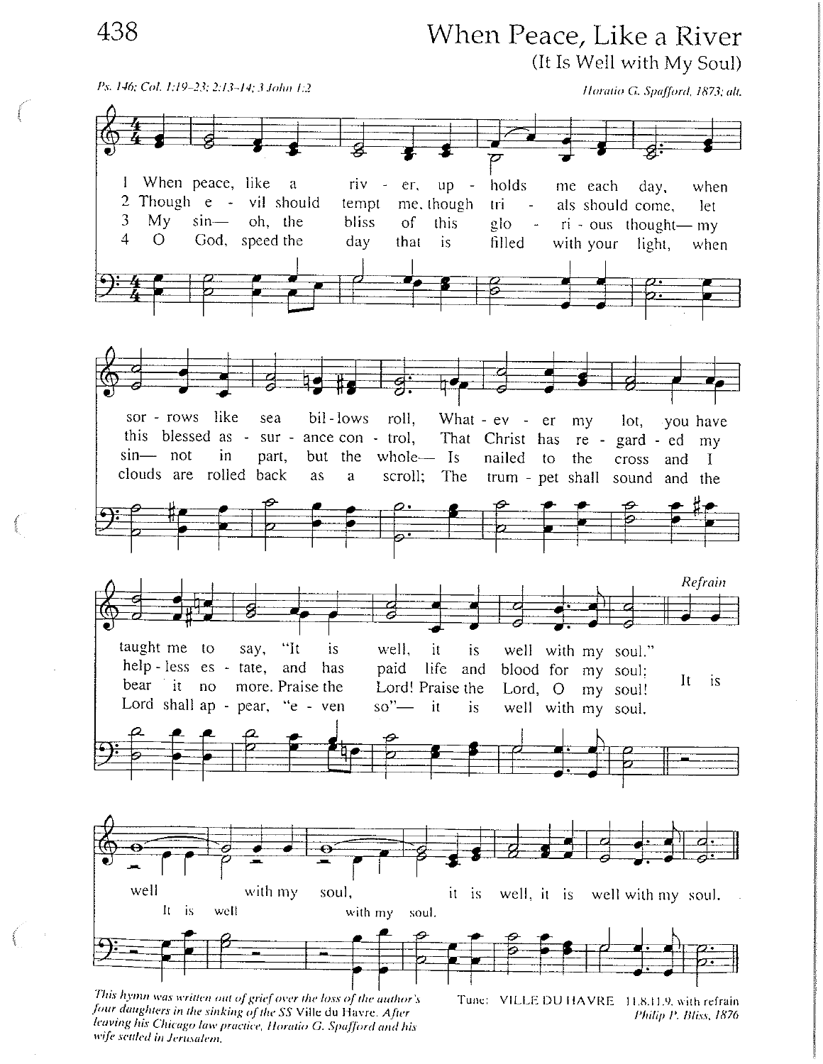# When Peace, Like a River

(It Is Well with My Soul)

*Ps. 146; Col. 1:19–23; 2:13–14; 3 John 1:2*

*Horatio G. Spafford, 1873; alt.*

1 When peace, like a river, upholds me each day, when sorrows like sea billows roll, Whatever my lot, you have taught me to say, "It is well, it is well with my soul."

2 Though evil should tempt me, though trials should come, let this blessed assurance control, That Christ has regarded my helpless estate, and has paid life and blood for my soul;

3 My sin— oh, the bliss of this glorious thought— my sin— not in part, but the whole— Is nailed to the cross and I bear it no more. Praise the Lord! Praise the Lord, O my soul!

4 O God, speed the day that is filled with your light, when clouds are rolled back as a scroll; The trumpet shall sound and the Lord shall appear, "even so"— it is well with my soul.

*Refrain*

It is well (It is well) with my soul, (with my soul,) it is well, it is well with my soul.

*This hymn was written out of grief over the loss of the author's four daughters in the sinking of the SS* Ville du Havre. *After leaving his Chicago law practice, Horatio G. Spafford and his wife settled in Jerusalem.*

Tune: VILLE DU HAVRE 11.8.11.9. with refrain
*Philip P. Bliss, 1876*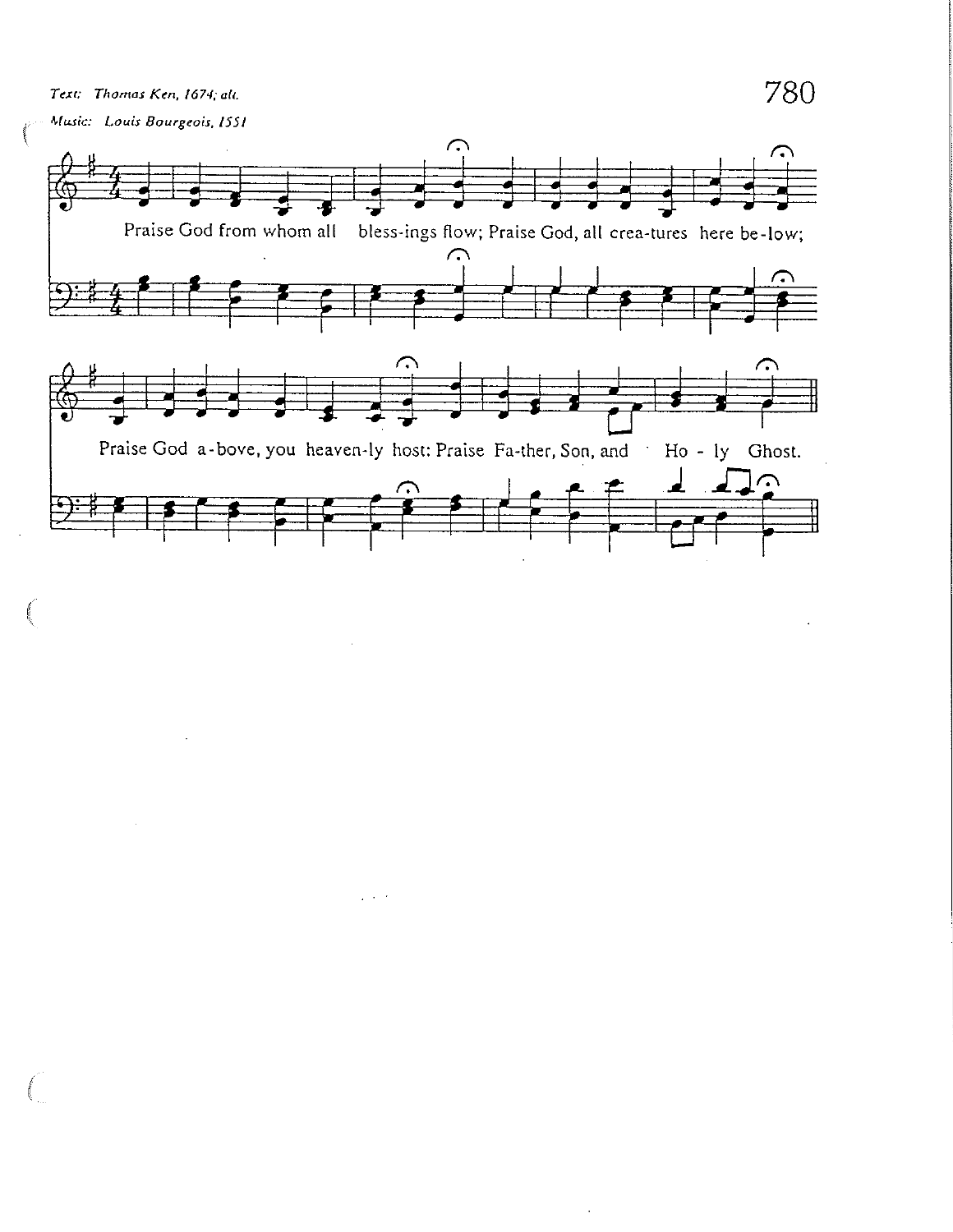Text: Thomas Ken, 1674; alt.

Music: Louis Bourgeois, 1551

Praise God from whom all blessings flow; Praise God, all creatures here below;

Praise God above, you heaven-ly host: Praise Father, Son, and Holy Ghost.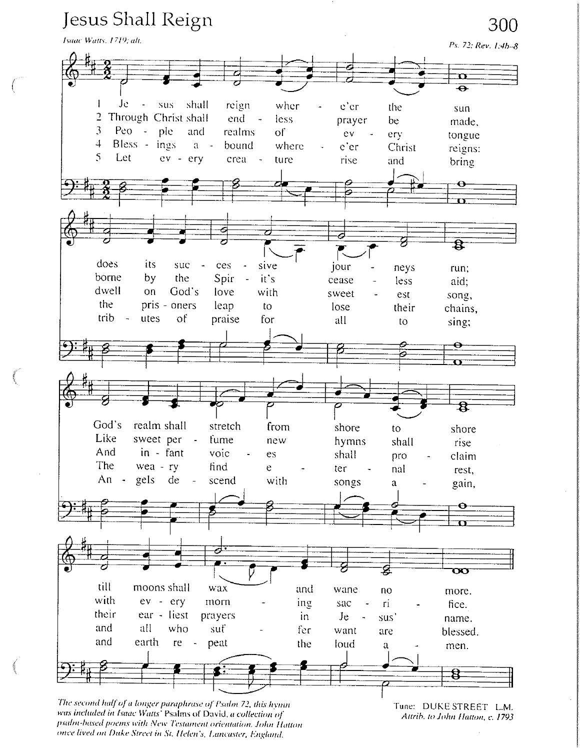# Jesus Shall Reign

*Isaac Watts, 1719; alt.*

*Ps. 72; Rev. 1:4b–8*

1 Jesus shall reign where'er the sun
does its successive journeys run;
God's realm shall stretch from shore to shore
till moons shall wax and wane no more.

2 Through Christ shall endless prayer be made,
borne by the Spirit's ceaseless aid;
Like sweet perfume new hymns shall rise
with every morning sacrifice.

3 People and realms of every tongue
dwell on God's love with sweetest song,
And infant voices shall proclaim
their earliest prayers in Jesus' name.

4 Blessings abound where'er Christ reigns:
the prisoners leap to lose their chains,
The weary find eternal rest,
and all who suffer want are blessed.

5 Let every creature rise and bring
tributes of praise for all to sing;
Angels descend with songs again,
and earth repeat the loud amen.

*The second half of a longer paraphrase of Psalm 72, this hymn was included in Isaac Watts' Psalms of David, a collection of psalm-based poems with New Testament orientation. John Hatton once lived on Duke Street in St. Helen's, Lancaster, England.*

Tune: DUKE STREET L.M.
*Attrib. to John Hatton, c. 1793*